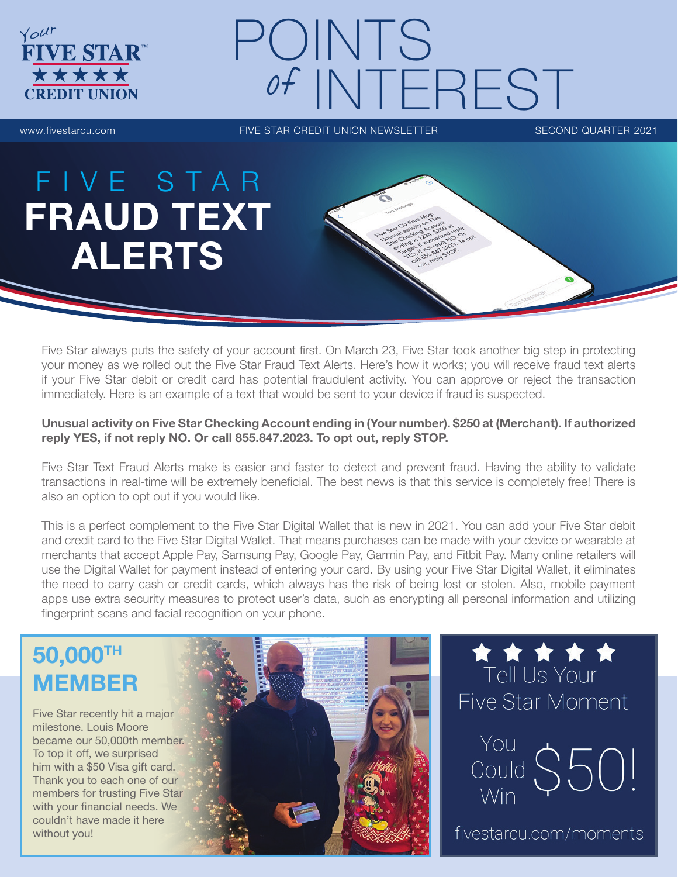# Your FIVE STAR CREDIT UNION

# POINTS of INTEREST

www.fivestarcu.com FIVE STAR CREDIT UNION NEWSLETTER SECOND QUARTER 2021

## FIVE STAR FRAUD TEXT ALERTS

Five Star always puts the safety of your account first. On March 23, Five Star took another big step in protecting your money as we rolled out the Five Star Fraud Text Alerts. Here's how it works; you will receive fraud text alerts if your Five Star debit or credit card has potential fraudulent activity. You can approve or reject the transaction immediately. Here is an example of a text that would be sent to your device if fraud is suspected.

**Unusual activity on Five Star Checking Account ending in (Your number). $250 at (Merchant). If authorized reply YES, if not reply NO. Or call 855.847.2023. To opt out, reply STOP.**

Five Star Text Fraud Alerts make is easier and faster to detect and prevent fraud. Having the ability to validate transactions in real-time will be extremely beneficial. The best news is that this service is completely free! There is also an option to opt out if you would like.

This is a perfect complement to the Five Star Digital Wallet that is new in 2021. You can add your Five Star debit and credit card to the Five Star Digital Wallet. That means purchases can be made with your device or wearable at merchants that accept Apple Pay, Samsung Pay, Google Pay, Garmin Pay, and Fitbit Pay. Many online retailers will use the Digital Wallet for payment instead of entering your card. By using your Five Star Digital Wallet, it eliminates the need to carry cash or credit cards, which always has the risk of being lost or stolen. Also, mobile payment apps use extra security measures to protect user's data, such as encrypting all personal information and utilizing fingerprint scans and facial recognition on your phone.

## 50,000TH MEMBER

Five Star recently hit a major milestone. Louis Moore became our 50,000th member. To top it off, we surprised him with a $50 Visa gift card. Thank you to each one of our members for trusting Five Star with your financial needs. We couldn't have made it here without you!

## Tell Us Your Five Star Moment

You Could Win $50!

fivestarcu.com/moments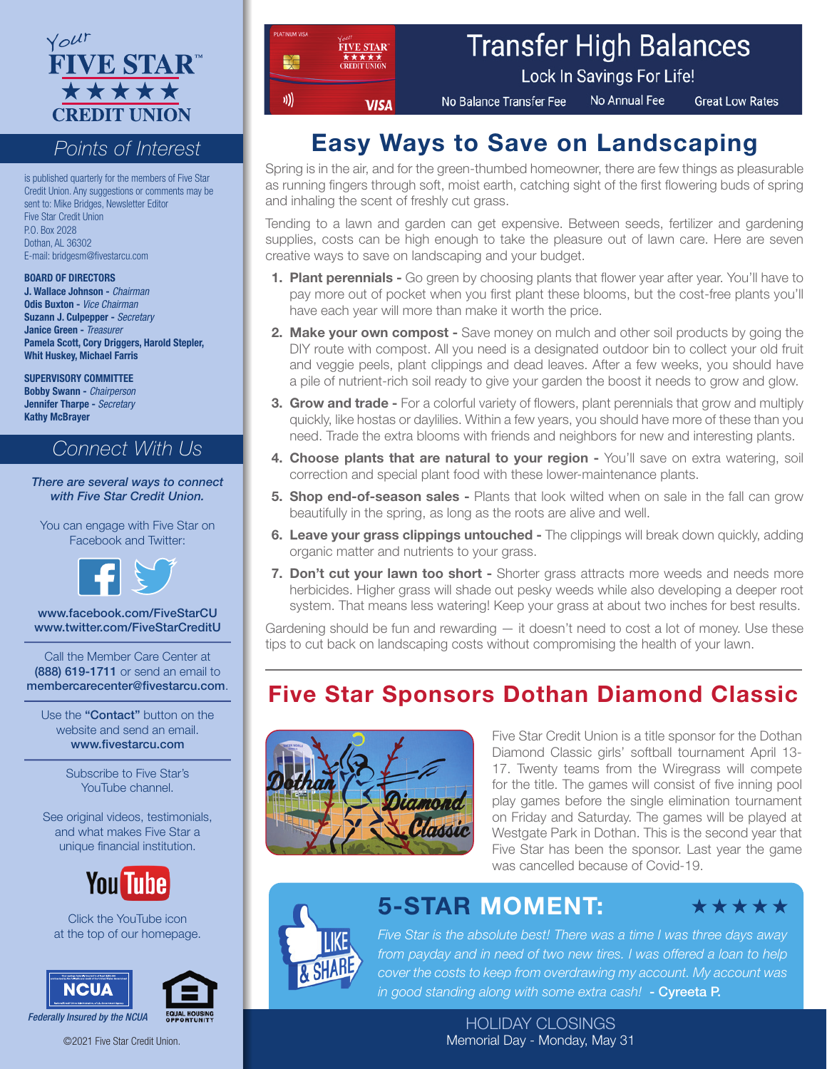# Your FIVE STAR™ CREDIT UNION

## Points of Interest

is published quarterly for the members of Five Star Credit Union. Any suggestions or comments may be sent to: Mike Bridges, Newsletter Editor
Five Star Credit Union
P.O. Box 2028
Dothan, AL 36302
E-mail: bridgesm@fivestarcu.com

**BOARD OF DIRECTORS**
**J. Wallace Johnson** - *Chairman*
**Odis Buxton** - *Vice Chairman*
**Suzann J. Culpepper** - *Secretary*
**Janice Green** - *Treasurer*
**Pamela Scott, Cory Driggers, Harold Stepler, Whit Huskey, Michael Farris**

**SUPERVISORY COMMITTEE**
**Bobby Swann** - *Chairperson*
**Jennifer Tharpe** - *Secretary*
**Kathy McBrayer**

## Connect With Us

***There are several ways to connect with Five Star Credit Union.***

You can engage with Five Star on Facebook and Twitter:

**www.facebook.com/FiveStarCU**
**www.twitter.com/FiveStarCreditU**

Call the Member Care Center at **(888) 619-1711** or send an email to **membercarecenter@fivestarcu.com**.

Use the **"Contact"** button on the website and send an email.
**www.fivestarcu.com**

Subscribe to Five Star's YouTube channel.

See original videos, testimonials, and what makes Five Star a unique financial institution.

Click the YouTube icon at the top of our homepage.

*Federally Insured by the NCUA*

©2021 Five Star Credit Union.

## Transfer High Balances

Lock In Savings For Life!

No Balance Transfer Fee | No Annual Fee | Great Low Rates

# Easy Ways to Save on Landscaping

Spring is in the air, and for the green-thumbed homeowner, there are few things as pleasurable as running fingers through soft, moist earth, catching sight of the first flowering buds of spring and inhaling the scent of freshly cut grass.

Tending to a lawn and garden can get expensive. Between seeds, fertilizer and gardening supplies, costs can be high enough to take the pleasure out of lawn care. Here are seven creative ways to save on landscaping and your budget.

1. **Plant perennials -** Go green by choosing plants that flower year after year. You'll have to pay more out of pocket when you first plant these blooms, but the cost-free plants you'll have each year will more than make it worth the price.
2. **Make your own compost -** Save money on mulch and other soil products by going the DIY route with compost. All you need is a designated outdoor bin to collect your old fruit and veggie peels, plant clippings and dead leaves. After a few weeks, you should have a pile of nutrient-rich soil ready to give your garden the boost it needs to grow and glow.
3. **Grow and trade -** For a colorful variety of flowers, plant perennials that grow and multiply quickly, like hostas or daylilies. Within a few years, you should have more of these than you need. Trade the extra blooms with friends and neighbors for new and interesting plants.
4. **Choose plants that are natural to your region -** You'll save on extra watering, soil correction and special plant food with these lower-maintenance plants.
5. **Shop end-of-season sales -** Plants that look wilted when on sale in the fall can grow beautifully in the spring, as long as the roots are alive and well.
6. **Leave your grass clippings untouched -** The clippings will break down quickly, adding organic matter and nutrients to your grass.
7. **Don't cut your lawn too short -** Shorter grass attracts more weeds and needs more herbicides. Higher grass will shade out pesky weeds while also developing a deeper root system. That means less watering! Keep your grass at about two inches for best results.

Gardening should be fun and rewarding — it doesn't need to cost a lot of money. Use these tips to cut back on landscaping costs without compromising the health of your lawn.

# Five Star Sponsors Dothan Diamond Classic

Five Star Credit Union is a title sponsor for the Dothan Diamond Classic girls' softball tournament April 13-17. Twenty teams from the Wiregrass will compete for the title. The games will consist of five inning pool play games before the single elimination tournament on Friday and Saturday. The games will be played at Westgate Park in Dothan. This is the second year that Five Star has been the sponsor. Last year the game was cancelled because of Covid-19.

## 5-STAR MOMENT: ★★★★★

*Five Star is the absolute best! There was a time I was three days away from payday and in need of two new tires. I was offered a loan to help cover the costs to keep from overdrawing my account. My account was in good standing along with some extra cash!* **- Cyreeta P.**

HOLIDAY CLOSINGS
Memorial Day - Monday, May 31